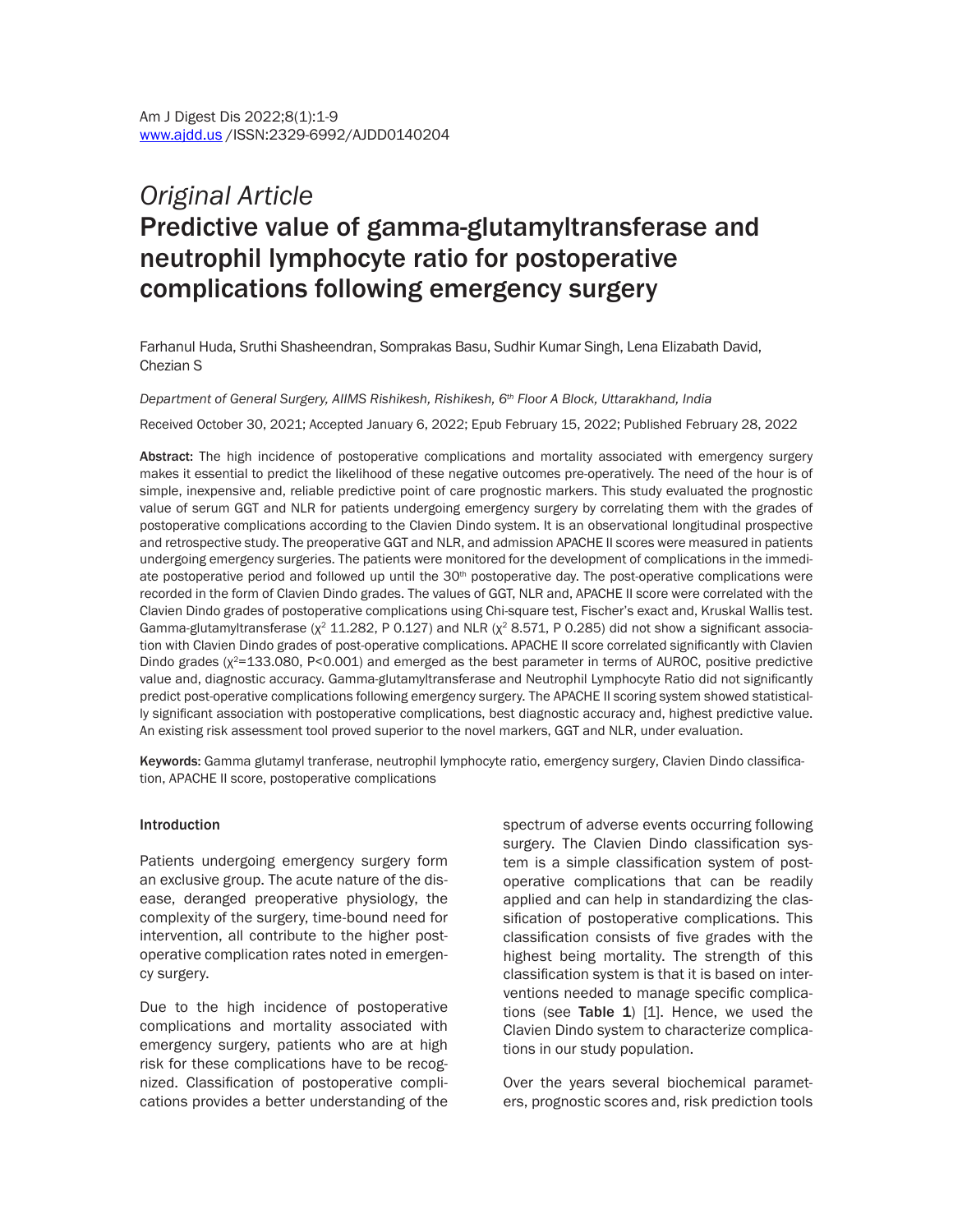*Original Article*

# Predictive value of gamma-glutamyltransferase and neutrophil lymphocyte ratio for postoperative complications following emergency surgery

Farhanul Huda, Sruthi Shasheendran, Somprakas Basu, Sudhir Kumar Singh, Lena Elizabath David, Chezian S

*Department of General Surgery, AIIMS Rishikesh, Rishikesh, 6th Floor A Block, Uttarakhand, India*

Received October 30, 2021; Accepted January 6, 2022; Epub February 15, 2022; Published February 28, 2022

**Abstract:** The high incidence of postoperative complications and mortality associated with emergency surgery makes it essential to predict the likelihood of these negative outcomes pre-operatively. The need of the hour is of simple, inexpensive and, reliable predictive point of care prognostic markers. This study evaluated the prognostic value of serum GGT and NLR for patients undergoing emergency surgery by correlating them with the grades of postoperative complications according to the Clavien Dindo system. It is an observational longitudinal prospective and retrospective study. The preoperative GGT and NLR, and admission APACHE II scores were measured in patients undergoing emergency surgeries. The patients were monitored for the development of complications in the immediate postoperative period and followed up until the 30th postoperative day. The post-operative complications were recorded in the form of Clavien Dindo grades. The values of GGT, NLR and, APACHE II score were correlated with the Clavien Dindo grades of postoperative complications using Chi-square test, Fischer's exact and, Kruskal Wallis test. Gamma-glutamyltransferase ($\chi^2$ 11.282, P 0.127) and NLR ($\chi^2$ 8.571, P 0.285) did not show a significant association with Clavien Dindo grades of post-operative complications. APACHE II score correlated significantly with Clavien Dindo grades ($\chi^2$=133.080, P<0.001) and emerged as the best parameter in terms of AUROC, positive predictive value and, diagnostic accuracy. Gamma-glutamyltransferase and Neutrophil Lymphocyte Ratio did not significantly predict post-operative complications following emergency surgery. The APACHE II scoring system showed statistically significant association with postoperative complications, best diagnostic accuracy and, highest predictive value. An existing risk assessment tool proved superior to the novel markers, GGT and NLR, under evaluation.

**Keywords:** Gamma glutamyl tranferase, neutrophil lymphocyte ratio, emergency surgery, Clavien Dindo classification, APACHE II score, postoperative complications

## Introduction

Patients undergoing emergency surgery form an exclusive group. The acute nature of the disease, deranged preoperative physiology, the complexity of the surgery, time-bound need for intervention, all contribute to the higher postoperative complication rates noted in emergency surgery.

Due to the high incidence of postoperative complications and mortality associated with emergency surgery, patients who are at high risk for these complications have to be recognized. Classification of postoperative complications provides a better understanding of the spectrum of adverse events occurring following surgery. The Clavien Dindo classification system is a simple classification system of postoperative complications that can be readily applied and can help in standardizing the classification of postoperative complications. This classification consists of five grades with the highest being mortality. The strength of this classification system is that it is based on interventions needed to manage specific complications (see **Table 1**) [1]. Hence, we used the Clavien Dindo system to characterize complications in our study population.

Over the years several biochemical parameters, prognostic scores and, risk prediction tools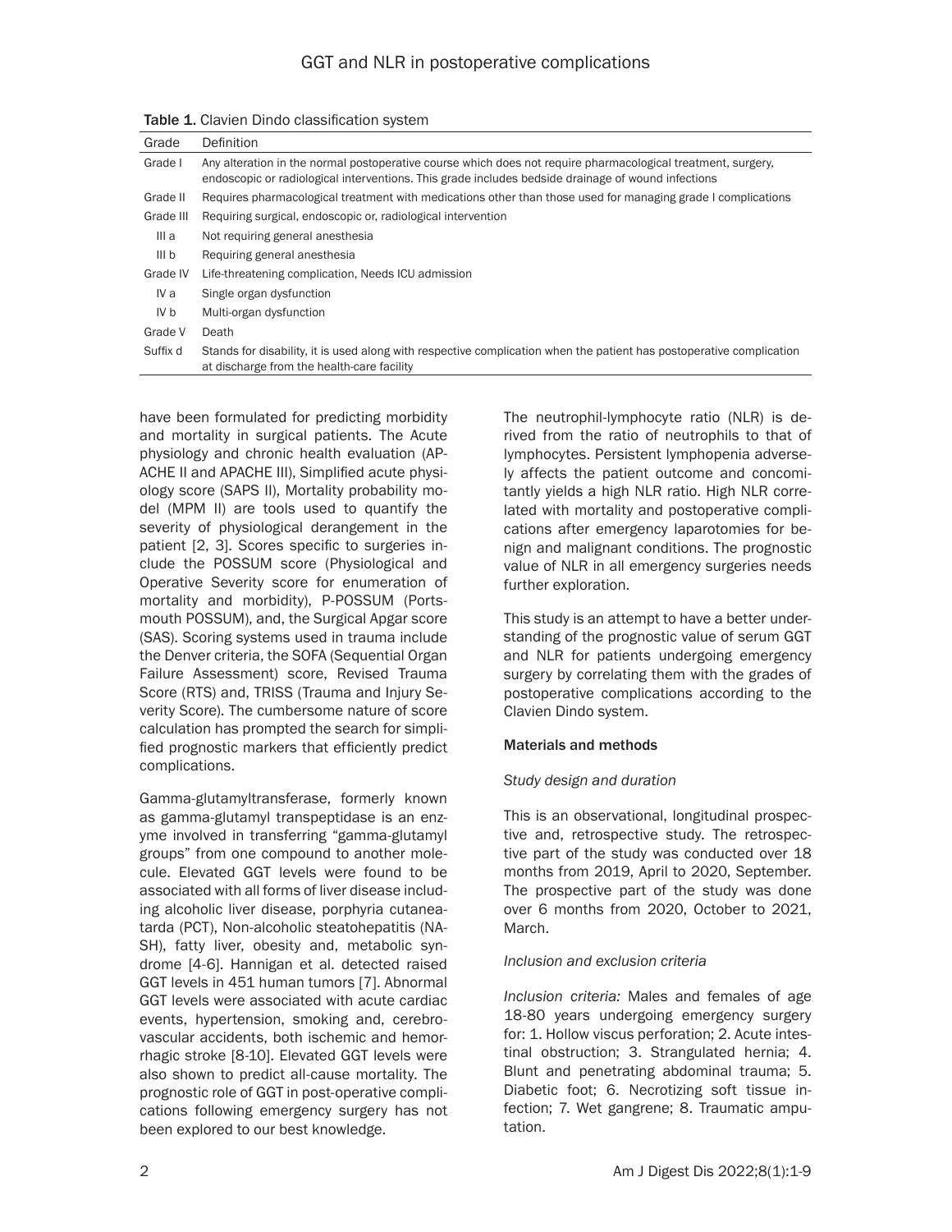Table 1. Clavien Dindo classification system

| Grade | Definition |
|---|---|
| Grade I | Any alteration in the normal postoperative course which does not require pharmacological treatment, surgery, endoscopic or radiological interventions. This grade includes bedside drainage of wound infections |
| Grade II | Requires pharmacological treatment with medications other than those used for managing grade I complications |
| Grade III | Requiring surgical, endoscopic or, radiological intervention |
| III a | Not requiring general anesthesia |
| III b | Requiring general anesthesia |
| Grade IV | Life-threatening complication, Needs ICU admission |
| IV a | Single organ dysfunction |
| IV b | Multi-organ dysfunction |
| Grade V | Death |
| Suffix d | Stands for disability, it is used along with respective complication when the patient has postoperative complication at discharge from the health-care facility |

have been formulated for predicting morbidity and mortality in surgical patients. The Acute physiology and chronic health evaluation (APACHE II and APACHE III), Simplified acute physiology score (SAPS II), Mortality probability model (MPM II) are tools used to quantify the severity of physiological derangement in the patient [2, 3]. Scores specific to surgeries include the POSSUM score (Physiological and Operative Severity score for enumeration of mortality and morbidity), P-POSSUM (Portsmouth POSSUM), and, the Surgical Apgar score (SAS). Scoring systems used in trauma include the Denver criteria, the SOFA (Sequential Organ Failure Assessment) score, Revised Trauma Score (RTS) and, TRISS (Trauma and Injury Severity Score). The cumbersome nature of score calculation has prompted the search for simplified prognostic markers that efficiently predict complications.

Gamma-glutamyltransferase, formerly known as gamma-glutamyl transpeptidase is an enzyme involved in transferring "gamma-glutamyl groups" from one compound to another molecule. Elevated GGT levels were found to be associated with all forms of liver disease including alcoholic liver disease, porphyria cutaneatarda (PCT), Non-alcoholic steatohepatitis (NASH), fatty liver, obesity and, metabolic syndrome [4-6]. Hannigan et al. detected raised GGT levels in 451 human tumors [7]. Abnormal GGT levels were associated with acute cardiac events, hypertension, smoking and, cerebrovascular accidents, both ischemic and hemorrhagic stroke [8-10]. Elevated GGT levels were also shown to predict all-cause mortality. The prognostic role of GGT in post-operative complications following emergency surgery has not been explored to our best knowledge.

The neutrophil-lymphocyte ratio (NLR) is derived from the ratio of neutrophils to that of lymphocytes. Persistent lymphopenia adversely affects the patient outcome and concomitantly yields a high NLR ratio. High NLR correlated with mortality and postoperative complications after emergency laparotomies for benign and malignant conditions. The prognostic value of NLR in all emergency surgeries needs further exploration.

This study is an attempt to have a better understanding of the prognostic value of serum GGT and NLR for patients undergoing emergency surgery by correlating them with the grades of postoperative complications according to the Clavien Dindo system.

## Materials and methods

### *Study design and duration*

This is an observational, longitudinal prospective and, retrospective study. The retrospective part of the study was conducted over 18 months from 2019, April to 2020, September. The prospective part of the study was done over 6 months from 2020, October to 2021, March.

### *Inclusion and exclusion criteria*

*Inclusion criteria:* Males and females of age 18-80 years undergoing emergency surgery for: 1. Hollow viscus perforation; 2. Acute intestinal obstruction; 3. Strangulated hernia; 4. Blunt and penetrating abdominal trauma; 5. Diabetic foot; 6. Necrotizing soft tissue infection; 7. Wet gangrene; 8. Traumatic amputation.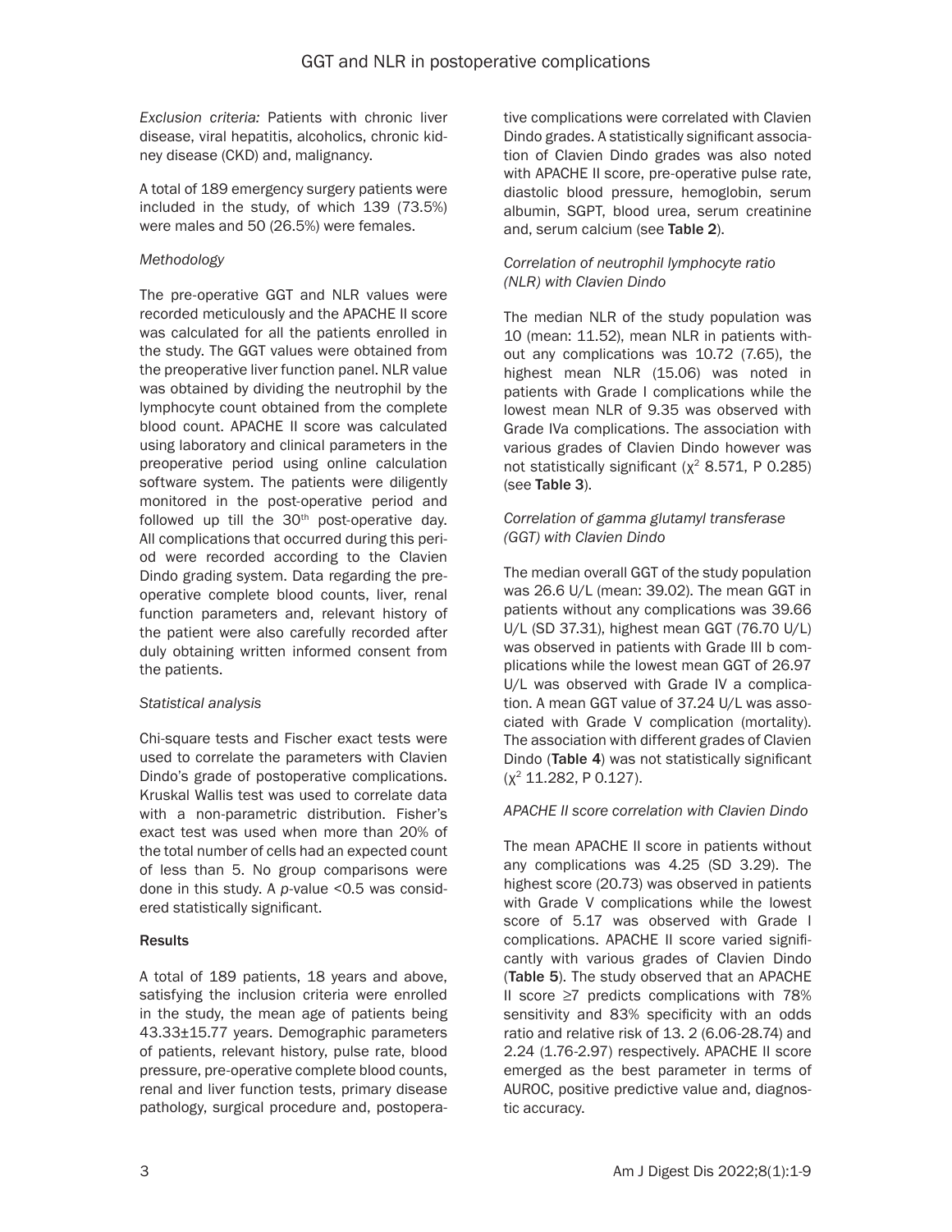*Exclusion criteria:* Patients with chronic liver disease, viral hepatitis, alcoholics, chronic kidney disease (CKD) and, malignancy.

A total of 189 emergency surgery patients were included in the study, of which 139 (73.5%) were males and 50 (26.5%) were females.

*Methodology*

The pre-operative GGT and NLR values were recorded meticulously and the APACHE II score was calculated for all the patients enrolled in the study. The GGT values were obtained from the preoperative liver function panel. NLR value was obtained by dividing the neutrophil by the lymphocyte count obtained from the complete blood count. APACHE II score was calculated using laboratory and clinical parameters in the preoperative period using online calculation software system. The patients were diligently monitored in the post-operative period and followed up till the 30th post-operative day. All complications that occurred during this period were recorded according to the Clavien Dindo grading system. Data regarding the preoperative complete blood counts, liver, renal function parameters and, relevant history of the patient were also carefully recorded after duly obtaining written informed consent from the patients.

*Statistical analysis*

Chi-square tests and Fischer exact tests were used to correlate the parameters with Clavien Dindo's grade of postoperative complications. Kruskal Wallis test was used to correlate data with a non-parametric distribution. Fisher's exact test was used when more than 20% of the total number of cells had an expected count of less than 5. No group comparisons were done in this study. A *p*-value <0.5 was considered statistically significant.

## Results

A total of 189 patients, 18 years and above, satisfying the inclusion criteria were enrolled in the study, the mean age of patients being 43.33±15.77 years. Demographic parameters of patients, relevant history, pulse rate, blood pressure, pre-operative complete blood counts, renal and liver function tests, primary disease pathology, surgical procedure and, postoperative complications were correlated with Clavien Dindo grades. A statistically significant association of Clavien Dindo grades was also noted with APACHE II score, pre-operative pulse rate, diastolic blood pressure, hemoglobin, serum albumin, SGPT, blood urea, serum creatinine and, serum calcium (see **Table 2**).

*Correlation of neutrophil lymphocyte ratio (NLR) with Clavien Dindo*

The median NLR of the study population was 10 (mean: 11.52), mean NLR in patients without any complications was 10.72 (7.65), the highest mean NLR (15.06) was noted in patients with Grade I complications while the lowest mean NLR of 9.35 was observed with Grade IVa complications. The association with various grades of Clavien Dindo however was not statistically significant ($\chi^2$ 8.571, P 0.285) (see **Table 3**).

*Correlation of gamma glutamyl transferase (GGT) with Clavien Dindo*

The median overall GGT of the study population was 26.6 U/L (mean: 39.02). The mean GGT in patients without any complications was 39.66 U/L (SD 37.31), highest mean GGT (76.70 U/L) was observed in patients with Grade III b complications while the lowest mean GGT of 26.97 U/L was observed with Grade IV a complication. A mean GGT value of 37.24 U/L was associated with Grade V complication (mortality). The association with different grades of Clavien Dindo (**Table 4**) was not statistically significant ($\chi^2$ 11.282, P 0.127).

*APACHE II score correlation with Clavien Dindo*

The mean APACHE II score in patients without any complications was 4.25 (SD 3.29). The highest score (20.73) was observed in patients with Grade V complications while the lowest score of 5.17 was observed with Grade I complications. APACHE II score varied significantly with various grades of Clavien Dindo (**Table 5**). The study observed that an APACHE II score ≥7 predicts complications with 78% sensitivity and 83% specificity with an odds ratio and relative risk of 13. 2 (6.06-28.74) and 2.24 (1.76-2.97) respectively. APACHE II score emerged as the best parameter in terms of AUROC, positive predictive value and, diagnostic accuracy.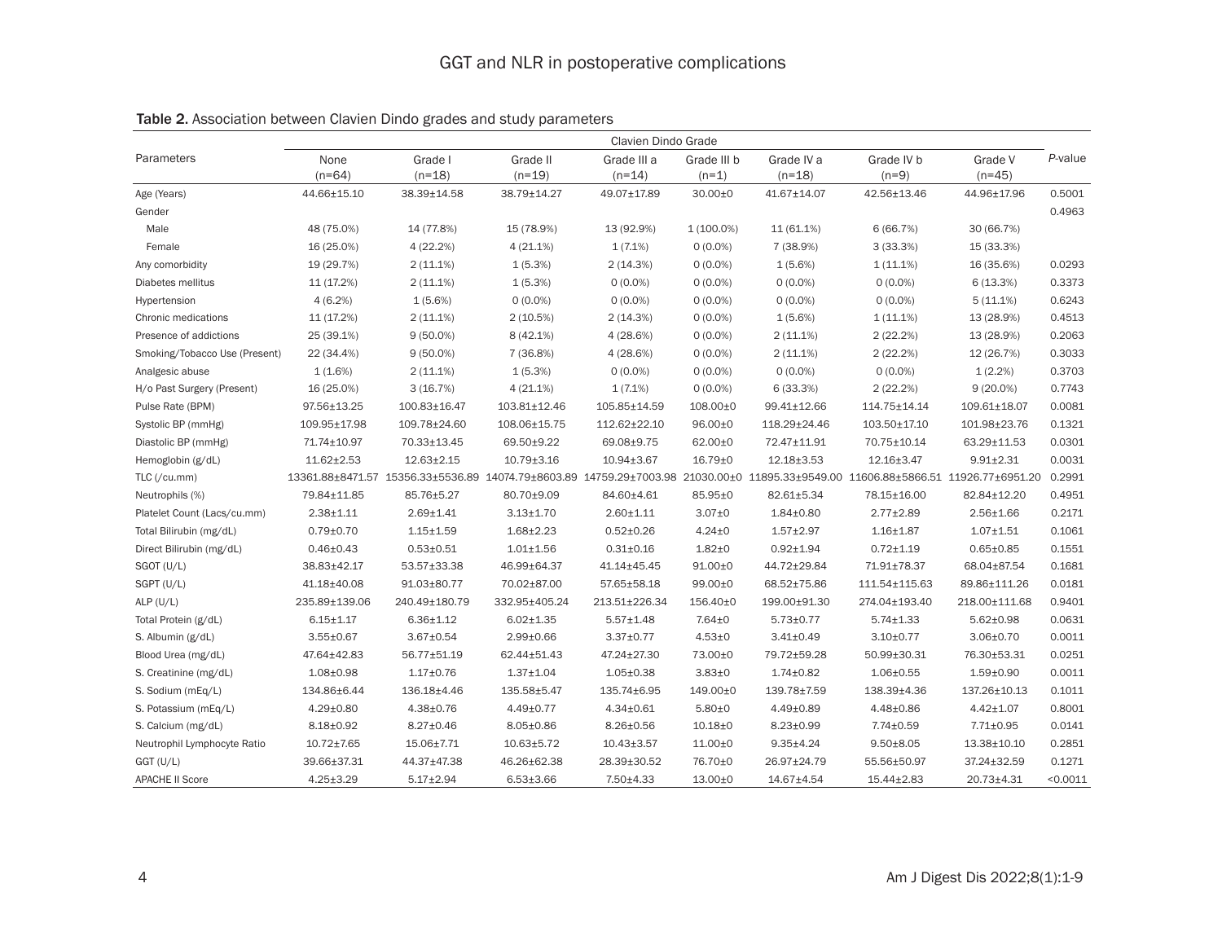**Table 2.** Association between Clavien Dindo grades and study parameters

| Parameters | Clavien Dindo Grade | | | | | | | | *P*-value |
|---|---|---|---|---|---|---|---|---|---|
| | None (n=64) | Grade I (n=18) | Grade II (n=19) | Grade III a (n=14) | Grade III b (n=1) | Grade IV a (n=18) | Grade IV b (n=9) | Grade V (n=45) | |
| Age (Years) | 44.66±15.10 | 38.39±14.58 | 38.79±14.27 | 49.07±17.89 | 30.00±0 | 41.67±14.07 | 42.56±13.46 | 44.96±17.96 | 0.5001 |
| Gender | | | | | | | | | 0.4963 |
| Male | 48 (75.0%) | 14 (77.8%) | 15 (78.9%) | 13 (92.9%) | 1 (100.0%) | 11 (61.1%) | 6 (66.7%) | 30 (66.7%) | |
| Female | 16 (25.0%) | 4 (22.2%) | 4 (21.1%) | 1 (7.1%) | 0 (0.0%) | 7 (38.9%) | 3 (33.3%) | 15 (33.3%) | |
| Any comorbidity | 19 (29.7%) | 2 (11.1%) | 1 (5.3%) | 2 (14.3%) | 0 (0.0%) | 1 (5.6%) | 1 (11.1%) | 16 (35.6%) | 0.0293 |
| Diabetes mellitus | 11 (17.2%) | 2 (11.1%) | 1 (5.3%) | 0 (0.0%) | 0 (0.0%) | 0 (0.0%) | 0 (0.0%) | 6 (13.3%) | 0.3373 |
| Hypertension | 4 (6.2%) | 1 (5.6%) | 0 (0.0%) | 0 (0.0%) | 0 (0.0%) | 0 (0.0%) | 0 (0.0%) | 5 (11.1%) | 0.6243 |
| Chronic medications | 11 (17.2%) | 2 (11.1%) | 2 (10.5%) | 2 (14.3%) | 0 (0.0%) | 1 (5.6%) | 1 (11.1%) | 13 (28.9%) | 0.4513 |
| Presence of addictions | 25 (39.1%) | 9 (50.0%) | 8 (42.1%) | 4 (28.6%) | 0 (0.0%) | 2 (11.1%) | 2 (22.2%) | 13 (28.9%) | 0.2063 |
| Smoking/Tobacco Use (Present) | 22 (34.4%) | 9 (50.0%) | 7 (36.8%) | 4 (28.6%) | 0 (0.0%) | 2 (11.1%) | 2 (22.2%) | 12 (26.7%) | 0.3033 |
| Analgesic abuse | 1 (1.6%) | 2 (11.1%) | 1 (5.3%) | 0 (0.0%) | 0 (0.0%) | 0 (0.0%) | 0 (0.0%) | 1 (2.2%) | 0.3703 |
| H/o Past Surgery (Present) | 16 (25.0%) | 3 (16.7%) | 4 (21.1%) | 1 (7.1%) | 0 (0.0%) | 6 (33.3%) | 2 (22.2%) | 9 (20.0%) | 0.7743 |
| Pulse Rate (BPM) | 97.56±13.25 | 100.83±16.47 | 103.81±12.46 | 105.85±14.59 | 108.00±0 | 99.41±12.66 | 114.75±14.14 | 109.61±18.07 | 0.0081 |
| Systolic BP (mmHg) | 109.95±17.98 | 109.78±24.60 | 108.06±15.75 | 112.62±22.10 | 96.00±0 | 118.29±24.46 | 103.50±17.10 | 101.98±23.76 | 0.1321 |
| Diastolic BP (mmHg) | 71.74±10.97 | 70.33±13.45 | 69.50±9.22 | 69.08±9.75 | 62.00±0 | 72.47±11.91 | 70.75±10.14 | 63.29±11.53 | 0.0301 |
| Hemoglobin (g/dL) | 11.62±2.53 | 12.63±2.15 | 10.79±3.16 | 10.94±3.67 | 16.79±0 | 12.18±3.53 | 12.16±3.47 | 9.91±2.31 | 0.0031 |
| TLC (/cu.mm) | 13361.88±8471.57 | 15356.33±5536.89 | 14074.79±8603.89 | 14759.29±7003.98 | 21030.00±0 | 11895.33±9549.00 | 11606.88±5866.51 | 11926.77±6951.20 | 0.2991 |
| Neutrophils (%) | 79.84±11.85 | 85.76±5.27 | 80.70±9.09 | 84.60±4.61 | 85.95±0 | 82.61±5.34 | 78.15±16.00 | 82.84±12.20 | 0.4951 |
| Platelet Count (Lacs/cu.mm) | 2.38±1.11 | 2.69±1.41 | 3.13±1.70 | 2.60±1.11 | 3.07±0 | 1.84±0.80 | 2.77±2.89 | 2.56±1.66 | 0.2171 |
| Total Bilirubin (mg/dL) | 0.79±0.70 | 1.15±1.59 | 1.68±2.23 | 0.52±0.26 | 4.24±0 | 1.57±2.97 | 1.16±1.87 | 1.07±1.51 | 0.1061 |
| Direct Bilirubin (mg/dL) | 0.46±0.43 | 0.53±0.51 | 1.01±1.56 | 0.31±0.16 | 1.82±0 | 0.92±1.94 | 0.72±1.19 | 0.65±0.85 | 0.1551 |
| SGOT (U/L) | 38.83±42.17 | 53.57±33.38 | 46.99±64.37 | 41.14±45.45 | 91.00±0 | 44.72±29.84 | 71.91±78.37 | 68.04±87.54 | 0.1681 |
| SGPT (U/L) | 41.18±40.08 | 91.03±80.77 | 70.02±87.00 | 57.65±58.18 | 99.00±0 | 68.52±75.86 | 111.54±115.63 | 89.86±111.26 | 0.0181 |
| ALP (U/L) | 235.89±139.06 | 240.49±180.79 | 332.95±405.24 | 213.51±226.34 | 156.40±0 | 199.00±91.30 | 274.04±193.40 | 218.00±111.68 | 0.9401 |
| Total Protein (g/dL) | 6.15±1.17 | 6.36±1.12 | 6.02±1.35 | 5.57±1.48 | 7.64±0 | 5.73±0.77 | 5.74±1.33 | 5.62±0.98 | 0.0631 |
| S. Albumin (g/dL) | 3.55±0.67 | 3.67±0.54 | 2.99±0.66 | 3.37±0.77 | 4.53±0 | 3.41±0.49 | 3.10±0.77 | 3.06±0.70 | 0.0011 |
| Blood Urea (mg/dL) | 47.64±42.83 | 56.77±51.19 | 62.44±51.43 | 47.24±27.30 | 73.00±0 | 79.72±59.28 | 50.99±30.31 | 76.30±53.31 | 0.0251 |
| S. Creatinine (mg/dL) | 1.08±0.98 | 1.17±0.76 | 1.37±1.04 | 1.05±0.38 | 3.83±0 | 1.74±0.82 | 1.06±0.55 | 1.59±0.90 | 0.0011 |
| S. Sodium (mEq/L) | 134.86±6.44 | 136.18±4.46 | 135.58±5.47 | 135.74±6.95 | 149.00±0 | 139.78±7.59 | 138.39±4.36 | 137.26±10.13 | 0.1011 |
| S. Potassium (mEq/L) | 4.29±0.80 | 4.38±0.76 | 4.49±0.77 | 4.34±0.61 | 5.80±0 | 4.49±0.89 | 4.48±0.86 | 4.42±1.07 | 0.8001 |
| S. Calcium (mg/dL) | 8.18±0.92 | 8.27±0.46 | 8.05±0.86 | 8.26±0.56 | 10.18±0 | 8.23±0.99 | 7.74±0.59 | 7.71±0.95 | 0.0141 |
| Neutrophil Lymphocyte Ratio | 10.72±7.65 | 15.06±7.71 | 10.63±5.72 | 10.43±3.57 | 11.00±0 | 9.35±4.24 | 9.50±8.05 | 13.38±10.10 | 0.2851 |
| GGT (U/L) | 39.66±37.31 | 44.37±47.38 | 46.26±62.38 | 28.39±30.52 | 76.70±0 | 26.97±24.79 | 55.56±50.97 | 37.24±32.59 | 0.1271 |
| APACHE II Score | 4.25±3.29 | 5.17±2.94 | 6.53±3.66 | 7.50±4.33 | 13.00±0 | 14.67±4.54 | 15.44±2.83 | 20.73±4.31 | <0.0011 |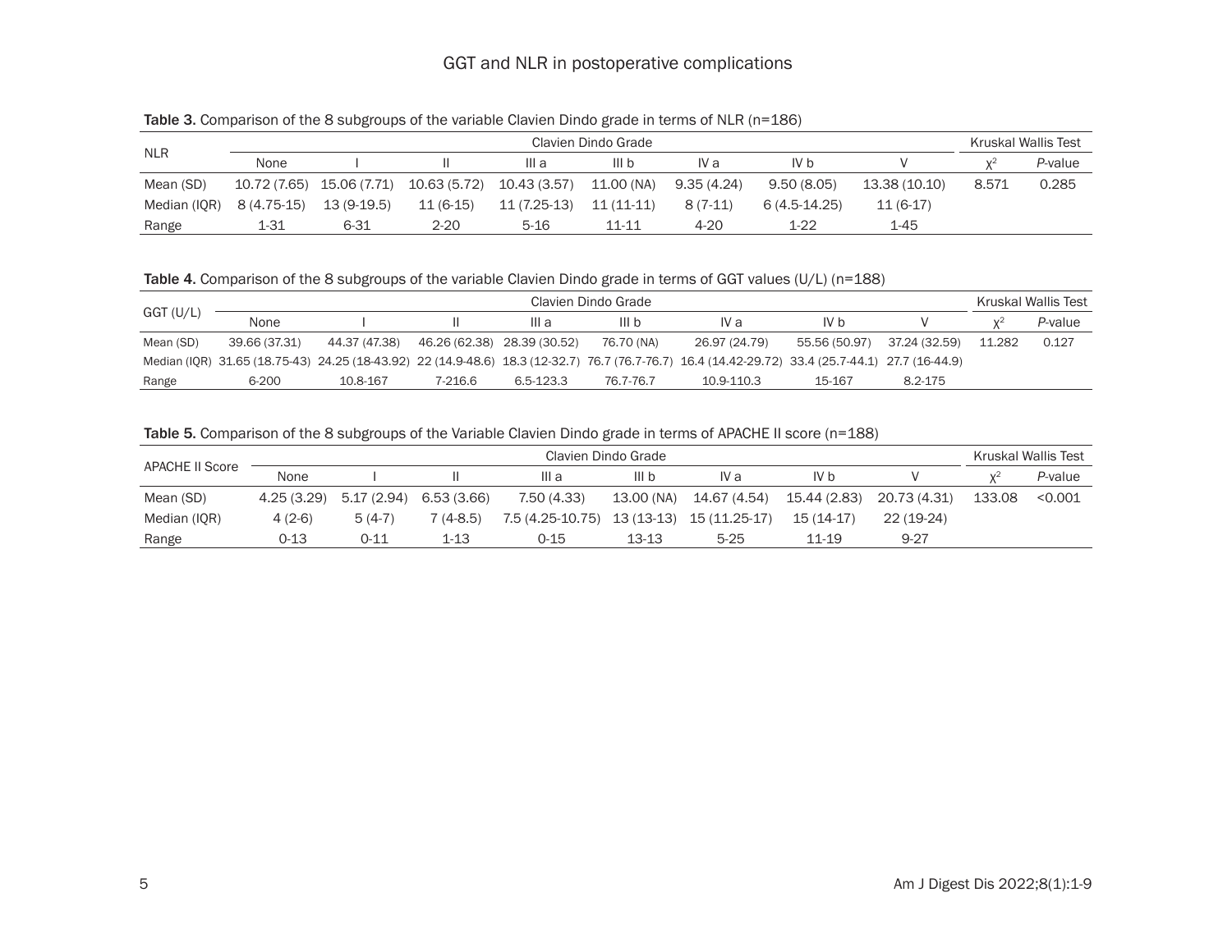**Table 3.** Comparison of the 8 subgroups of the variable Clavien Dindo grade in terms of NLR (n=186)

| NLR | Clavien Dindo Grade | | | | | | | | Kruskal Wallis Test | |
|---|---|---|---|---|---|---|---|---|---|---|
| | None | I | II | III a | III b | IV a | IV b | V | $\chi^2$ | *P*-value |
| Mean (SD) | 10.72 (7.65) | 15.06 (7.71) | 10.63 (5.72) | 10.43 (3.57) | 11.00 (NA) | 9.35 (4.24) | 9.50 (8.05) | 13.38 (10.10) | 8.571 | 0.285 |
| Median (IQR) | 8 (4.75-15) | 13 (9-19.5) | 11 (6-15) | 11 (7.25-13) | 11 (11-11) | 8 (7-11) | 6 (4.5-14.25) | 11 (6-17) | | |
| Range | 1-31 | 6-31 | 2-20 | 5-16 | 11-11 | 4-20 | 1-22 | 1-45 | | |

**Table 4.** Comparison of the 8 subgroups of the variable Clavien Dindo grade in terms of GGT values (U/L) (n=188)

| GGT (U/L) | Clavien Dindo Grade | | | | | | | | Kruskal Wallis Test | |
|---|---|---|---|---|---|---|---|---|---|---|
| | None | I | II | III a | III b | IV a | IV b | V | $\chi^2$ | *P*-value |
| Mean (SD) | 39.66 (37.31) | 44.37 (47.38) | 46.26 (62.38) | 28.39 (30.52) | 76.70 (NA) | 26.97 (24.79) | 55.56 (50.97) | 37.24 (32.59) | 11.282 | 0.127 |
| Median (IQR) | 31.65 (18.75-43) | 24.25 (18-43.92) | 22 (14.9-48.6) | 18.3 (12-32.7) | 76.7 (76.7-76.7) | 16.4 (14.42-29.72) | 33.4 (25.7-44.1) | 27.7 (16-44.9) | | |
| Range | 6-200 | 10.8-167 | 7-216.6 | 6.5-123.3 | 76.7-76.7 | 10.9-110.3 | 15-167 | 8.2-175 | | |

**Table 5.** Comparison of the 8 subgroups of the Variable Clavien Dindo grade in terms of APACHE II score (n=188)

| APACHE II Score | Clavien Dindo Grade | | | | | | | | Kruskal Wallis Test | |
|---|---|---|---|---|---|---|---|---|---|---|
| | None | I | II | III a | III b | IV a | IV b | V | $\chi^2$ | *P*-value |
| Mean (SD) | 4.25 (3.29) | 5.17 (2.94) | 6.53 (3.66) | 7.50 (4.33) | 13.00 (NA) | 14.67 (4.54) | 15.44 (2.83) | 20.73 (4.31) | 133.08 | <0.001 |
| Median (IQR) | 4 (2-6) | 5 (4-7) | 7 (4-8.5) | 7.5 (4.25-10.75) | 13 (13-13) | 15 (11.25-17) | 15 (14-17) | 22 (19-24) | | |
| Range | 0-13 | 0-11 | 1-13 | 0-15 | 13-13 | 5-25 | 11-19 | 9-27 | | |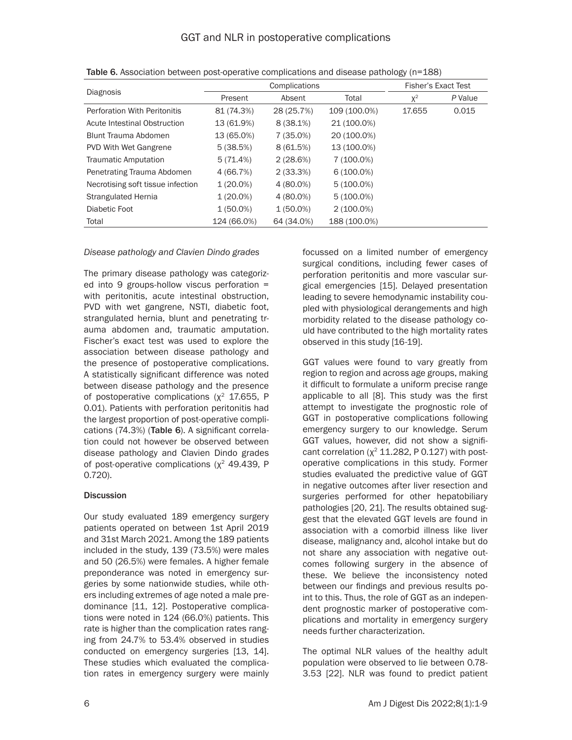Table 6. Association between post-operative complications and disease pathology (n=188)

| Diagnosis | Complications | | | Fisher's Exact Test | |
|---|---|---|---|---|---|
| | Present | Absent | Total | $\chi^2$ | *P* Value |
| Perforation With Peritonitis | 81 (74.3%) | 28 (25.7%) | 109 (100.0%) | 17.655 | 0.015 |
| Acute Intestinal Obstruction | 13 (61.9%) | 8 (38.1%) | 21 (100.0%) | | |
| Blunt Trauma Abdomen | 13 (65.0%) | 7 (35.0%) | 20 (100.0%) | | |
| PVD With Wet Gangrene | 5 (38.5%) | 8 (61.5%) | 13 (100.0%) | | |
| Traumatic Amputation | 5 (71.4%) | 2 (28.6%) | 7 (100.0%) | | |
| Penetrating Trauma Abdomen | 4 (66.7%) | 2 (33.3%) | 6 (100.0%) | | |
| Necrotising soft tissue infection | 1 (20.0%) | 4 (80.0%) | 5 (100.0%) | | |
| Strangulated Hernia | 1 (20.0%) | 4 (80.0%) | 5 (100.0%) | | |
| Diabetic Foot | 1 (50.0%) | 1 (50.0%) | 2 (100.0%) | | |
| Total | 124 (66.0%) | 64 (34.0%) | 188 (100.0%) | | |

*Disease pathology and Clavien Dindo grades*

The primary disease pathology was categorized into 9 groups-hollow viscus perforation = with peritonitis, acute intestinal obstruction, PVD with wet gangrene, NSTI, diabetic foot, strangulated hernia, blunt and penetrating trauma abdomen and, traumatic amputation. Fischer's exact test was used to explore the association between disease pathology and the presence of postoperative complications. A statistically significant difference was noted between disease pathology and the presence of postoperative complications ($\chi^2$ 17.655, P 0.01). Patients with perforation peritonitis had the largest proportion of post-operative complications (74.3%) (**Table 6**). A significant correlation could not however be observed between disease pathology and Clavien Dindo grades of post-operative complications ($\chi^2$ 49.439, P 0.720).

## Discussion

Our study evaluated 189 emergency surgery patients operated on between 1st April 2019 and 31st March 2021. Among the 189 patients included in the study, 139 (73.5%) were males and 50 (26.5%) were females. A higher female preponderance was noted in emergency surgeries by some nationwide studies, while others including extremes of age noted a male predominance [11, 12]. Postoperative complications were noted in 124 (66.0%) patients. This rate is higher than the complication rates ranging from 24.7% to 53.4% observed in studies conducted on emergency surgeries [13, 14]. These studies which evaluated the complication rates in emergency surgery were mainly focussed on a limited number of emergency surgical conditions, including fewer cases of perforation peritonitis and more vascular surgical emergencies [15]. Delayed presentation leading to severe hemodynamic instability coupled with physiological derangements and high morbidity related to the disease pathology could have contributed to the high mortality rates observed in this study [16-19].

GGT values were found to vary greatly from region to region and across age groups, making it difficult to formulate a uniform precise range applicable to all [8]. This study was the first attempt to investigate the prognostic role of GGT in postoperative complications following emergency surgery to our knowledge. Serum GGT values, however, did not show a significant correlation ($\chi^2$ 11.282, P 0.127) with postoperative complications in this study. Former studies evaluated the predictive value of GGT in negative outcomes after liver resection and surgeries performed for other hepatobiliary pathologies [20, 21]. The results obtained suggest that the elevated GGT levels are found in association with a comorbid illness like liver disease, malignancy and, alcohol intake but do not share any association with negative outcomes following surgery in the absence of these. We believe the inconsistency noted between our findings and previous results point to this. Thus, the role of GGT as an independent prognostic marker of postoperative complications and mortality in emergency surgery needs further characterization.

The optimal NLR values of the healthy adult population were observed to lie between 0.78-3.53 [22]. NLR was found to predict patient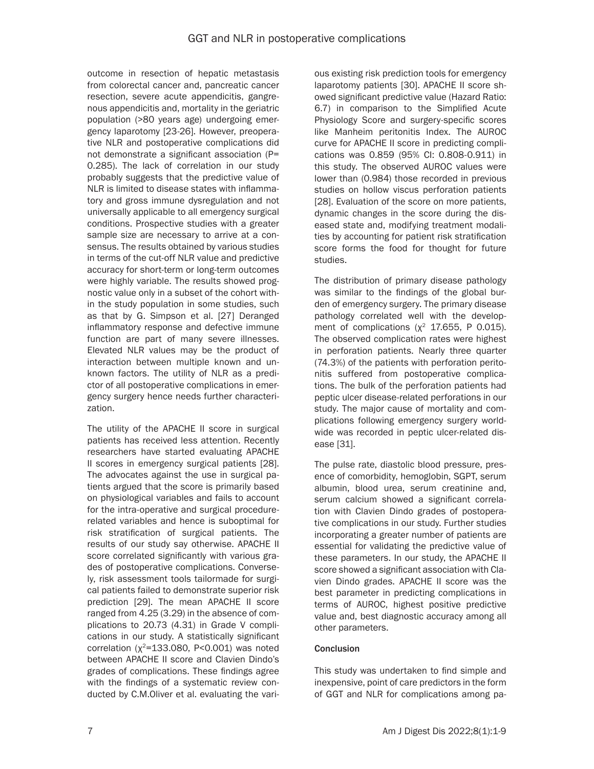outcome in resection of hepatic metastasis from colorectal cancer and, pancreatic cancer resection, severe acute appendicitis, gangrenous appendicitis and, mortality in the geriatric population (>80 years age) undergoing emergency laparotomy [23-26]. However, preoperative NLR and postoperative complications did not demonstrate a significant association (P= 0.285). The lack of correlation in our study probably suggests that the predictive value of NLR is limited to disease states with inflammatory and gross immune dysregulation and not universally applicable to all emergency surgical conditions. Prospective studies with a greater sample size are necessary to arrive at a consensus. The results obtained by various studies in terms of the cut-off NLR value and predictive accuracy for short-term or long-term outcomes were highly variable. The results showed prognostic value only in a subset of the cohort within the study population in some studies, such as that by G. Simpson et al. [27] Deranged inflammatory response and defective immune function are part of many severe illnesses. Elevated NLR values may be the product of interaction between multiple known and unknown factors. The utility of NLR as a predictor of all postoperative complications in emergency surgery hence needs further characterization.

The utility of the APACHE II score in surgical patients has received less attention. Recently researchers have started evaluating APACHE II scores in emergency surgical patients [28]. The advocates against the use in surgical patients argued that the score is primarily based on physiological variables and fails to account for the intra-operative and surgical procedure-related variables and hence is suboptimal for risk stratification of surgical patients. The results of our study say otherwise. APACHE II score correlated significantly with various grades of postoperative complications. Conversely, risk assessment tools tailormade for surgical patients failed to demonstrate superior risk prediction [29]. The mean APACHE II score ranged from 4.25 (3.29) in the absence of complications to 20.73 (4.31) in Grade V complications in our study. A statistically significant correlation ($\chi^2$=133.080, P<0.001) was noted between APACHE II score and Clavien Dindo's grades of complications. These findings agree with the findings of a systematic review conducted by C.M.Oliver et al. evaluating the various existing risk prediction tools for emergency laparotomy patients [30]. APACHE II score showed significant predictive value (Hazard Ratio: 6.7) in comparison to the Simplified Acute Physiology Score and surgery-specific scores like Manheim peritonitis Index. The AUROC curve for APACHE II score in predicting complications was 0.859 (95% CI: 0.808-0.911) in this study. The observed AUROC values were lower than (0.984) those recorded in previous studies on hollow viscus perforation patients [28]. Evaluation of the score on more patients, dynamic changes in the score during the diseased state and, modifying treatment modalities by accounting for patient risk stratification score forms the food for thought for future studies.

The distribution of primary disease pathology was similar to the findings of the global burden of emergency surgery. The primary disease pathology correlated well with the development of complications ($\chi^2$ 17.655, P 0.015). The observed complication rates were highest in perforation patients. Nearly three quarter (74.3%) of the patients with perforation peritonitis suffered from postoperative complications. The bulk of the perforation patients had peptic ulcer disease-related perforations in our study. The major cause of mortality and complications following emergency surgery worldwide was recorded in peptic ulcer-related disease [31].

The pulse rate, diastolic blood pressure, presence of comorbidity, hemoglobin, SGPT, serum albumin, blood urea, serum creatinine and, serum calcium showed a significant correlation with Clavien Dindo grades of postoperative complications in our study. Further studies incorporating a greater number of patients are essential for validating the predictive value of these parameters. In our study, the APACHE II score showed a significant association with Clavien Dindo grades. APACHE II score was the best parameter in predicting complications in terms of AUROC, highest positive predictive value and, best diagnostic accuracy among all other parameters.

## Conclusion

This study was undertaken to find simple and inexpensive, point of care predictors in the form of GGT and NLR for complications among pa-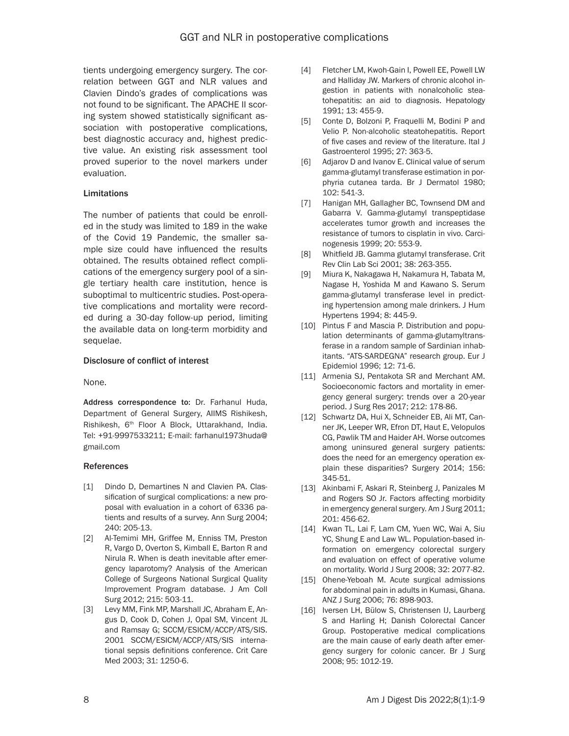tients undergoing emergency surgery. The correlation between GGT and NLR values and Clavien Dindo's grades of complications was not found to be significant. The APACHE II scoring system showed statistically significant association with postoperative complications, best diagnostic accuracy and, highest predictive value. An existing risk assessment tool proved superior to the novel markers under evaluation.

### Limitations

The number of patients that could be enrolled in the study was limited to 189 in the wake of the Covid 19 Pandemic, the smaller sample size could have influenced the results obtained. The results obtained reflect complications of the emergency surgery pool of a single tertiary health care institution, hence is suboptimal to multicentric studies. Post-operative complications and mortality were recorded during a 30-day follow-up period, limiting the available data on long-term morbidity and sequelae.

### Disclosure of conflict of interest

None.

**Address correspondence to:** Dr. Farhanul Huda, Department of General Surgery, AIIMS Rishikesh, Rishikesh, 6th Floor A Block, Uttarakhand, India. Tel: +91-9997533211; E-mail: farhanul1973huda@gmail.com

### References

[1] Dindo D, Demartines N and Clavien PA. Classification of surgical complications: a new proposal with evaluation in a cohort of 6336 patients and results of a survey. Ann Surg 2004; 240: 205-13.

[2] Al-Temimi MH, Griffee M, Enniss TM, Preston R, Vargo D, Overton S, Kimball E, Barton R and Nirula R. When is death inevitable after emergency laparotomy? Analysis of the American College of Surgeons National Surgical Quality Improvement Program database. J Am Coll Surg 2012; 215: 503-11.

[3] Levy MM, Fink MP, Marshall JC, Abraham E, Angus D, Cook D, Cohen J, Opal SM, Vincent JL and Ramsay G; SCCM/ESICM/ACCP/ATS/SIS. 2001 SCCM/ESICM/ACCP/ATS/SIS international sepsis definitions conference. Crit Care Med 2003; 31: 1250-6.

[4] Fletcher LM, Kwoh-Gain I, Powell EE, Powell LW and Halliday JW. Markers of chronic alcohol ingestion in patients with nonalcoholic steatohepatitis: an aid to diagnosis. Hepatology 1991; 13: 455-9.

[5] Conte D, Bolzoni P, Fraquelli M, Bodini P and Velio P. Non-alcoholic steatohepatitis. Report of five cases and review of the literature. Ital J Gastroenterol 1995; 27: 363-5.

[6] Adjarov D and Ivanov E. Clinical value of serum gamma-glutamyl transferase estimation in porphyria cutanea tarda. Br J Dermatol 1980; 102: 541-3.

[7] Hanigan MH, Gallagher BC, Townsend DM and Gabarra V. Gamma-glutamyl transpeptidase accelerates tumor growth and increases the resistance of tumors to cisplatin in vivo. Carcinogenesis 1999; 20: 553-9.

[8] Whitfield JB. Gamma glutamyl transferase. Crit Rev Clin Lab Sci 2001; 38: 263-355.

[9] Miura K, Nakagawa H, Nakamura H, Tabata M, Nagase H, Yoshida M and Kawano S. Serum gamma-glutamyl transferase level in predicting hypertension among male drinkers. J Hum Hypertens 1994; 8: 445-9.

[10] Pintus F and Mascia P. Distribution and population determinants of gamma-glutamyltransferase in a random sample of Sardinian inhabitants. "ATS-SARDEGNA" research group. Eur J Epidemiol 1996; 12: 71-6.

[11] Armenia SJ, Pentakota SR and Merchant AM. Socioeconomic factors and mortality in emergency general surgery: trends over a 20-year period. J Surg Res 2017; 212: 178-86.

[12] Schwartz DA, Hui X, Schneider EB, Ali MT, Canner JK, Leeper WR, Efron DT, Haut E, Velopulos CG, Pawlik TM and Haider AH. Worse outcomes among uninsured general surgery patients: does the need for an emergency operation explain these disparities? Surgery 2014; 156: 345-51.

[13] Akinbami F, Askari R, Steinberg J, Panizales M and Rogers SO Jr. Factors affecting morbidity in emergency general surgery. Am J Surg 2011; 201: 456-62.

[14] Kwan TL, Lai F, Lam CM, Yuen WC, Wai A, Siu YC, Shung E and Law WL. Population-based information on emergency colorectal surgery and evaluation on effect of operative volume on mortality. World J Surg 2008; 32: 2077-82.

[15] Ohene-Yeboah M. Acute surgical admissions for abdominal pain in adults in Kumasi, Ghana. ANZ J Surg 2006; 76: 898-903.

[16] Iversen LH, Bülow S, Christensen IJ, Laurberg S and Harling H; Danish Colorectal Cancer Group. Postoperative medical complications are the main cause of early death after emergency surgery for colonic cancer. Br J Surg 2008; 95: 1012-19.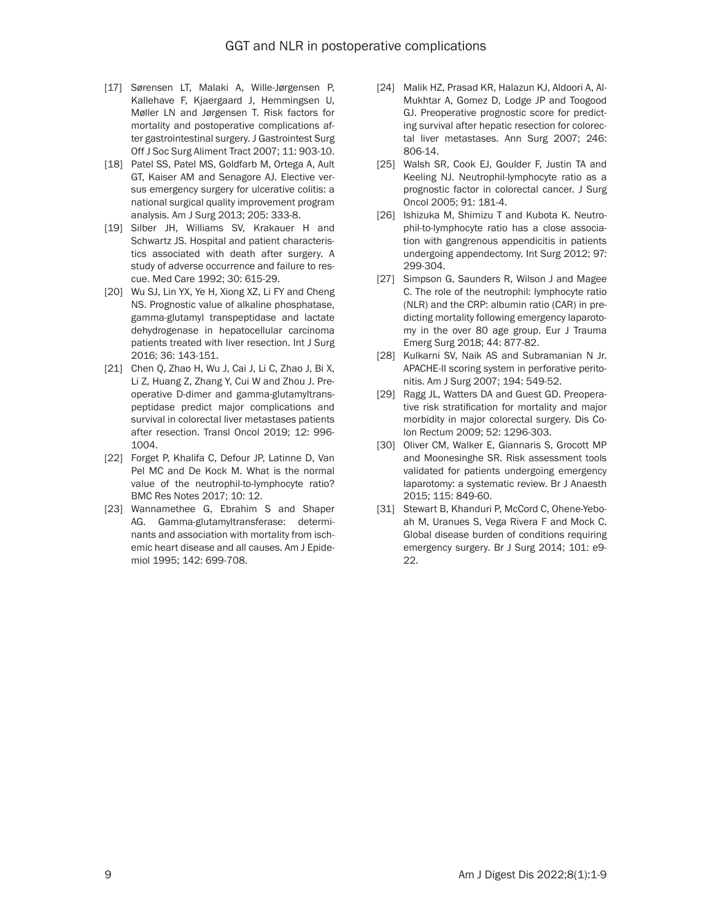[17] Sørensen LT, Malaki A, Wille-Jørgensen P, Kallehave F, Kjaergaard J, Hemmingsen U, Møller LN and Jørgensen T. Risk factors for mortality and postoperative complications after gastrointestinal surgery. J Gastrointest Surg Off J Soc Surg Aliment Tract 2007; 11: 903-10.

[18] Patel SS, Patel MS, Goldfarb M, Ortega A, Ault GT, Kaiser AM and Senagore AJ. Elective versus emergency surgery for ulcerative colitis: a national surgical quality improvement program analysis. Am J Surg 2013; 205: 333-8.

[19] Silber JH, Williams SV, Krakauer H and Schwartz JS. Hospital and patient characteristics associated with death after surgery. A study of adverse occurrence and failure to rescue. Med Care 1992; 30: 615-29.

[20] Wu SJ, Lin YX, Ye H, Xiong XZ, Li FY and Cheng NS. Prognostic value of alkaline phosphatase, gamma-glutamyl transpeptidase and lactate dehydrogenase in hepatocellular carcinoma patients treated with liver resection. Int J Surg 2016; 36: 143-151.

[21] Chen Q, Zhao H, Wu J, Cai J, Li C, Zhao J, Bi X, Li Z, Huang Z, Zhang Y, Cui W and Zhou J. Preoperative D-dimer and gamma-glutamyltranspeptidase predict major complications and survival in colorectal liver metastases patients after resection. Transl Oncol 2019; 12: 996-1004.

[22] Forget P, Khalifa C, Defour JP, Latinne D, Van Pel MC and De Kock M. What is the normal value of the neutrophil-to-lymphocyte ratio? BMC Res Notes 2017; 10: 12.

[23] Wannamethee G, Ebrahim S and Shaper AG. Gamma-glutamyltransferase: determinants and association with mortality from ischemic heart disease and all causes. Am J Epidemiol 1995; 142: 699-708.

[24] Malik HZ, Prasad KR, Halazun KJ, Aldoori A, Al-Mukhtar A, Gomez D, Lodge JP and Toogood GJ. Preoperative prognostic score for predicting survival after hepatic resection for colorectal liver metastases. Ann Surg 2007; 246: 806-14.

[25] Walsh SR, Cook EJ, Goulder F, Justin TA and Keeling NJ. Neutrophil-lymphocyte ratio as a prognostic factor in colorectal cancer. J Surg Oncol 2005; 91: 181-4.

[26] Ishizuka M, Shimizu T and Kubota K. Neutrophil-to-lymphocyte ratio has a close association with gangrenous appendicitis in patients undergoing appendectomy. Int Surg 2012; 97: 299-304.

[27] Simpson G, Saunders R, Wilson J and Magee C. The role of the neutrophil: lymphocyte ratio (NLR) and the CRP: albumin ratio (CAR) in predicting mortality following emergency laparotomy in the over 80 age group. Eur J Trauma Emerg Surg 2018; 44: 877-82.

[28] Kulkarni SV, Naik AS and Subramanian N Jr. APACHE-II scoring system in perforative peritonitis. Am J Surg 2007; 194: 549-52.

[29] Ragg JL, Watters DA and Guest GD. Preoperative risk stratification for mortality and major morbidity in major colorectal surgery. Dis Colon Rectum 2009; 52: 1296-303.

[30] Oliver CM, Walker E, Giannaris S, Grocott MP and Moonesinghe SR. Risk assessment tools validated for patients undergoing emergency laparotomy: a systematic review. Br J Anaesth 2015; 115: 849-60.

[31] Stewart B, Khanduri P, McCord C, Ohene-Yeboah M, Uranues S, Vega Rivera F and Mock C. Global disease burden of conditions requiring emergency surgery. Br J Surg 2014; 101: e9-22.